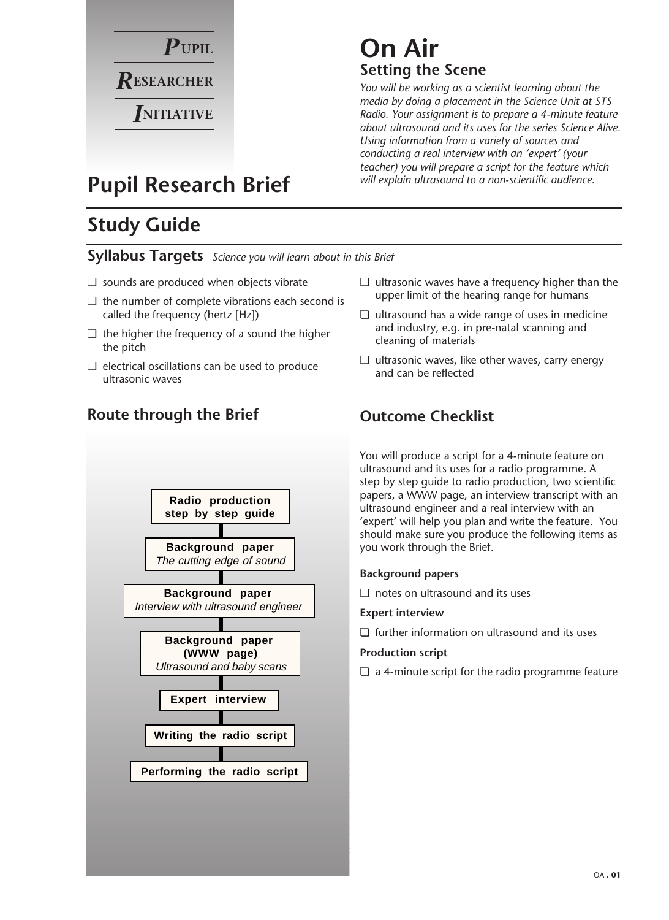**P**UPIL **R**ESEARCHER **I**NITIATIVE

# Pupil Research Brief

# On Air

## Setting the Scene

*You will be working as a scientist learning about the media by doing a placement in the Science Unit at STS Radio. Your assignment is to prepare a 4-minute feature about ultrasound and its uses for the series Science Alive. Using information from a variety of sources and conducting a real interview with an 'expert' (your teacher) you will prepare a script for the feature which will explain ultrasound to a non-scientific audience.*

## Study Guide

### Syllabus Targets *Science you will learn about in this Brief*

- ❑ sounds are produced when objects vibrate
- ❑ the number of complete vibrations each second is called the frequency (hertz [Hz])
- ❑ the higher the frequency of a sound the higher the pitch
- ❑ electrical oscillations can be used to produce ultrasonic waves
- ❑ ultrasonic waves have a frequency higher than the upper limit of the hearing range for humans
- ❑ ultrasound has a wide range of uses in medicine and industry, e.g. in pre-natal scanning and cleaning of materials
- ❑ ultrasonic waves, like other waves, carry energy and can be reflected

### Route through the Brief

1. **Radio production step by step guide**
2. **Background paper** *The cutting edge of sound*
3. **Background paper** *Interview with ultrasound engineer*
4. **Background paper (WWW page)** *Ultrasound and baby scans*
5. **Expert interview**
6. **Writing the radio script**
7. **Performing the radio script**

### Outcome Checklist

You will produce a script for a 4-minute feature on ultrasound and its uses for a radio programme. A step by step guide to radio production, two scientific papers, a WWW page, an interview transcript with an ultrasound engineer and a real interview with an 'expert' will help you plan and write the feature. You should make sure you produce the following items as you work through the Brief.

**Background papers**

- ❑ notes on ultrasound and its uses

**Expert interview**

- ❑ further information on ultrasound and its uses

**Production script**

- ❑ a 4-minute script for the radio programme feature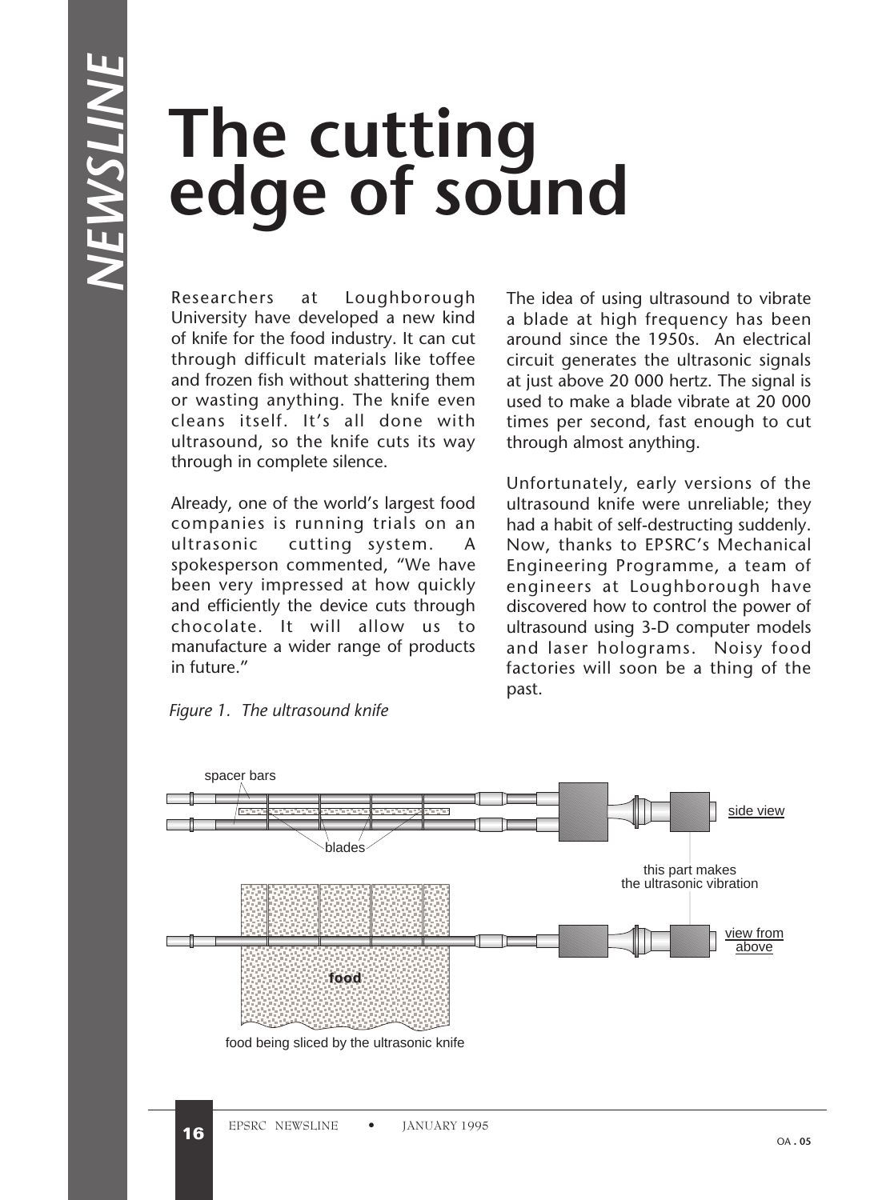# The cutting edge of sound

Researchers at Loughborough University have developed a new kind of knife for the food industry. It can cut through difficult materials like toffee and frozen fish without shattering them or wasting anything. The knife even cleans itself. It's all done with ultrasound, so the knife cuts its way through in complete silence.

Already, one of the world's largest food companies is running trials on an ultrasonic cutting system. A spokesperson commented, "We have been very impressed at how quickly and efficiently the device cuts through chocolate. It will allow us to manufacture a wider range of products in future."

The idea of using ultrasound to vibrate a blade at high frequency has been around since the 1950s. An electrical circuit generates the ultrasonic signals at just above 20 000 hertz. The signal is used to make a blade vibrate at 20 000 times per second, fast enough to cut through almost anything.

Unfortunately, early versions of the ultrasound knife were unreliable; they had a habit of self-destructing suddenly. Now, thanks to EPSRC's Mechanical Engineering Programme, a team of engineers at Loughborough have discovered how to control the power of ultrasound using 3-D computer models and laser holograms. Noisy food factories will soon be a thing of the past.

*Figure 1. The ultrasound knife*

spacer bars

blades

side view

this part makes the ultrasonic vibration

view from above

food

food being sliced by the ultrasonic knife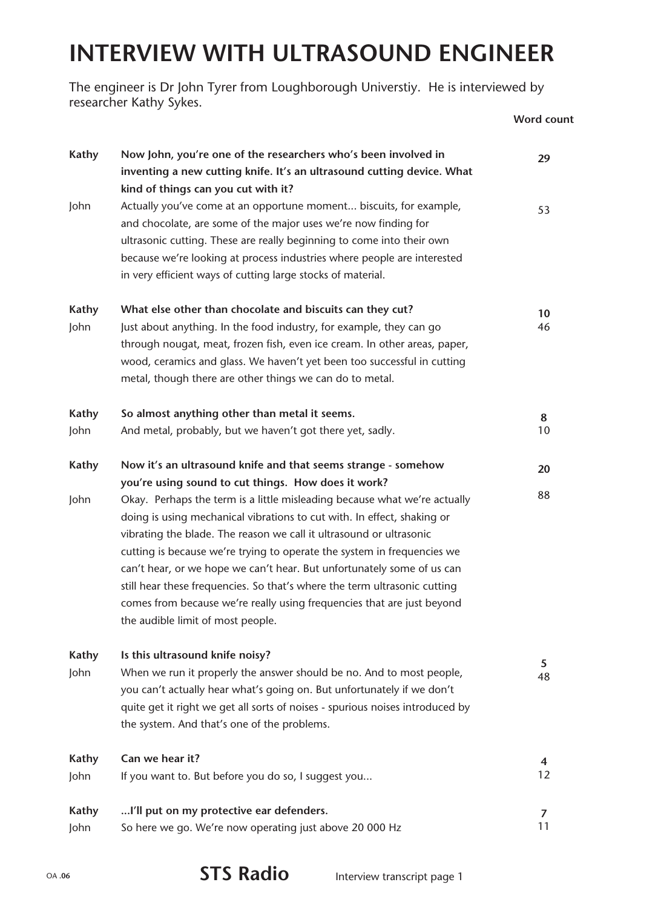# INTERVIEW WITH ULTRASOUND ENGINEER

The engineer is Dr John Tyrer from Loughborough Universtiy. He is interviewed by researcher Kathy Sykes.

| Speaker | Text | Word count |
|---|---|---|
| **Kathy** | **Now John, you're one of the researchers who's been involved in inventing a new cutting knife. It's an ultrasound cutting device. What kind of things can you cut with it?** | **29** |
| John | Actually you've come at an opportune moment... biscuits, for example, and chocolate, are some of the major uses we're now finding for ultrasonic cutting. These are really beginning to come into their own because we're looking at process industries where people are interested in very efficient ways of cutting large stocks of material. | 53 |
| **Kathy** | **What else other than chocolate and biscuits can they cut?** | **10** |
| John | Just about anything. In the food industry, for example, they can go through nougat, meat, frozen fish, even ice cream. In other areas, paper, wood, ceramics and glass. We haven't yet been too successful in cutting metal, though there are other things we can do to metal. | 46 |
| **Kathy** | **So almost anything other than metal it seems.** | **8** |
| John | And metal, probably, but we haven't got there yet, sadly. | 10 |
| **Kathy** | **Now it's an ultrasound knife and that seems strange - somehow you're using sound to cut things. How does it work?** | **20** |
| John | Okay. Perhaps the term is a little misleading because what we're actually doing is using mechanical vibrations to cut with. In effect, shaking or vibrating the blade. The reason we call it ultrasound or ultrasonic cutting is because we're trying to operate the system in frequencies we can't hear, or we hope we can't hear. But unfortunately some of us can still hear these frequencies. So that's where the term ultrasonic cutting comes from because we're really using frequencies that are just beyond the audible limit of most people. | 88 |
| **Kathy** | **Is this ultrasound knife noisy?** | **5** |
| John | When we run it properly the answer should be no. And to most people, you can't actually hear what's going on. But unfortunately if we don't quite get it right we get all sorts of noises - spurious noises introduced by the system. And that's one of the problems. | 48 |
| **Kathy** | **Can we hear it?** | **4** |
| John | If you want to. But before you do so, I suggest you... | 12 |
| **Kathy** | **...I'll put on my protective ear defenders.** | **7** |
| John | So here we go. We're now operating just above 20 000 Hz | 11 |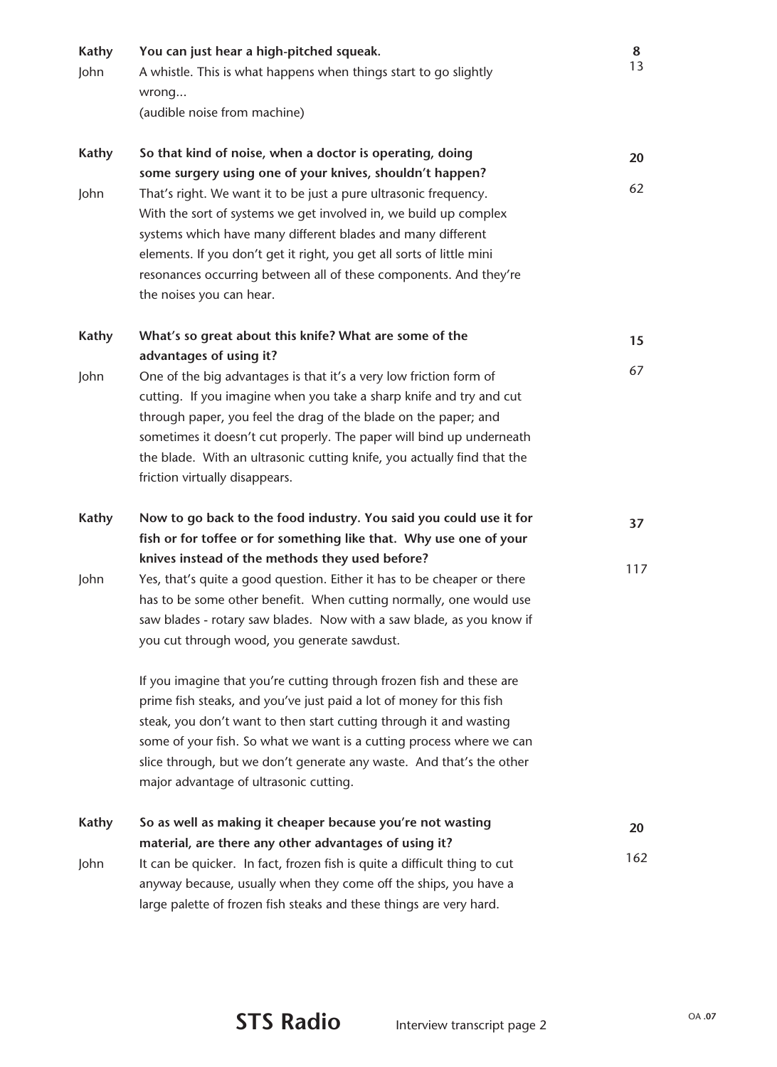| | | |
|---|---|---|
| **Kathy** | **You can just hear a high-pitched squeak.** | **8** |
| John | A whistle. This is what happens when things start to go slightly wrong... (audible noise from machine) | 13 |
| **Kathy** | **So that kind of noise, when a doctor is operating, doing some surgery using one of your knives, shouldn't happen?** | **20** |
| John | That's right. We want it to be just a pure ultrasonic frequency. With the sort of systems we get involved in, we build up complex systems which have many different blades and many different elements. If you don't get it right, you get all sorts of little mini resonances occurring between all of these components. And they're the noises you can hear. | 62 |
| **Kathy** | **What's so great about this knife? What are some of the advantages of using it?** | **15** |
| John | One of the big advantages is that it's a very low friction form of cutting. If you imagine when you take a sharp knife and try and cut through paper, you feel the drag of the blade on the paper; and sometimes it doesn't cut properly. The paper will bind up underneath the blade. With an ultrasonic cutting knife, you actually find that the friction virtually disappears. | 67 |
| **Kathy** | **Now to go back to the food industry. You said you could use it for fish or for toffee or for something like that. Why use one of your knives instead of the methods they used before?** | **37** |
| John | Yes, that's quite a good question. Either it has to be cheaper or there has to be some other benefit. When cutting normally, one would use saw blades - rotary saw blades. Now with a saw blade, as you know if you cut through wood, you generate sawdust.<br><br>If you imagine that you're cutting through frozen fish and these are prime fish steaks, and you've just paid a lot of money for this fish steak, you don't want to then start cutting through it and wasting some of your fish. So what we want is a cutting process where we can slice through, but we don't generate any waste. And that's the other major advantage of ultrasonic cutting. | 117 |
| **Kathy** | **So as well as making it cheaper because you're not wasting material, are there any other advantages of using it?** | **20** |
| John | It can be quicker. In fact, frozen fish is quite a difficult thing to cut anyway because, usually when they come off the ships, you have a large palette of frozen fish steaks and these things are very hard. | 162 |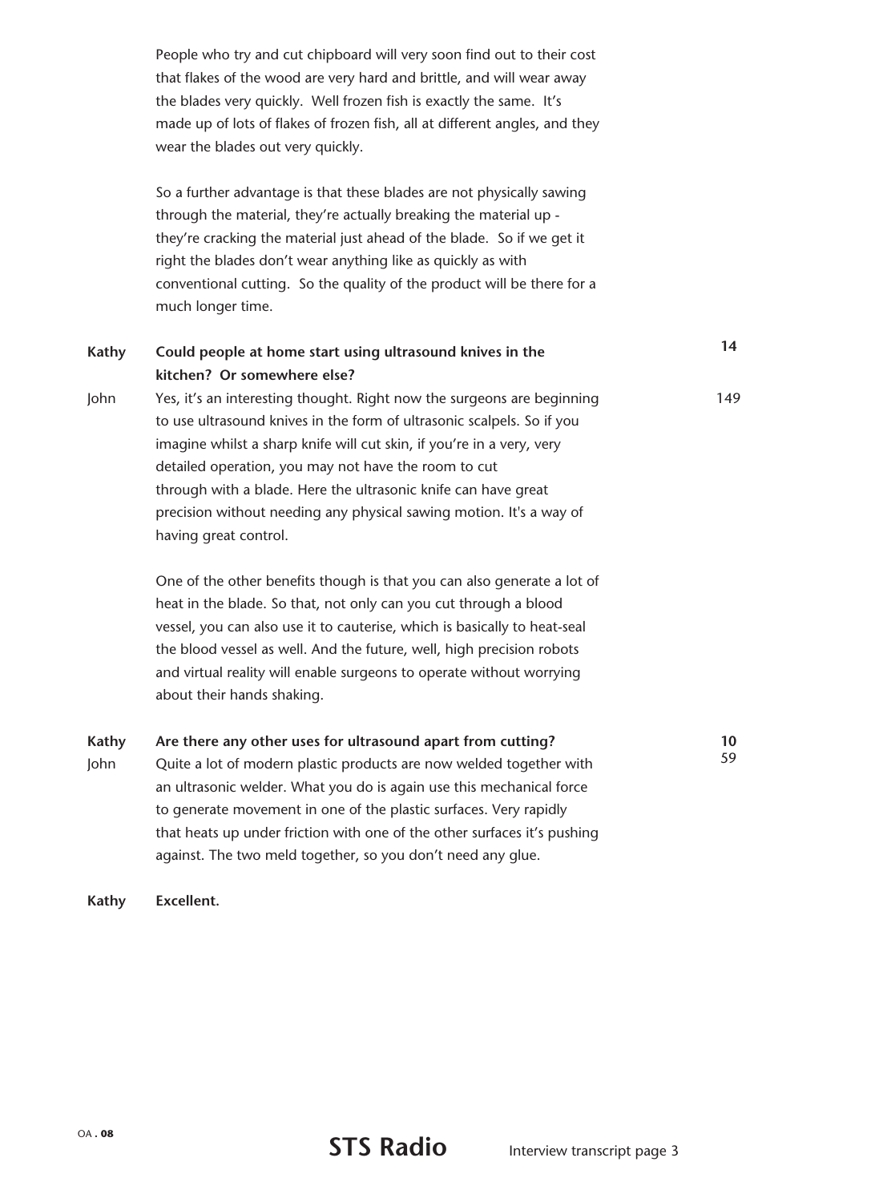People who try and cut chipboard will very soon find out to their cost that flakes of the wood are very hard and brittle, and will wear away the blades very quickly. Well frozen fish is exactly the same. It's made up of lots of flakes of frozen fish, all at different angles, and they wear the blades out very quickly.

So a further advantage is that these blades are not physically sawing through the material, they're actually breaking the material up - they're cracking the material just ahead of the blade. So if we get it right the blades don't wear anything like as quickly as with conventional cutting. So the quality of the product will be there for a much longer time.

**Kathy** **Could people at home start using ultrasound knives in the kitchen? Or somewhere else?** **14**

John Yes, it's an interesting thought. Right now the surgeons are beginning to use ultrasound knives in the form of ultrasonic scalpels. So if you imagine whilst a sharp knife will cut skin, if you're in a very, very detailed operation, you may not have the room to cut through with a blade. Here the ultrasonic knife can have great precision without needing any physical sawing motion. It's a way of having great control. 149

One of the other benefits though is that you can also generate a lot of heat in the blade. So that, not only can you cut through a blood vessel, you can also use it to cauterise, which is basically to heat-seal the blood vessel as well. And the future, well, high precision robots and virtual reality will enable surgeons to operate without worrying about their hands shaking.

**Kathy** **Are there any other uses for ultrasound apart from cutting?** **10**

John Quite a lot of modern plastic products are now welded together with an ultrasonic welder. What you do is again use this mechanical force to generate movement in one of the plastic surfaces. Very rapidly that heats up under friction with one of the other surfaces it's pushing against. The two meld together, so you don't need any glue. 59

**Kathy** **Excellent.**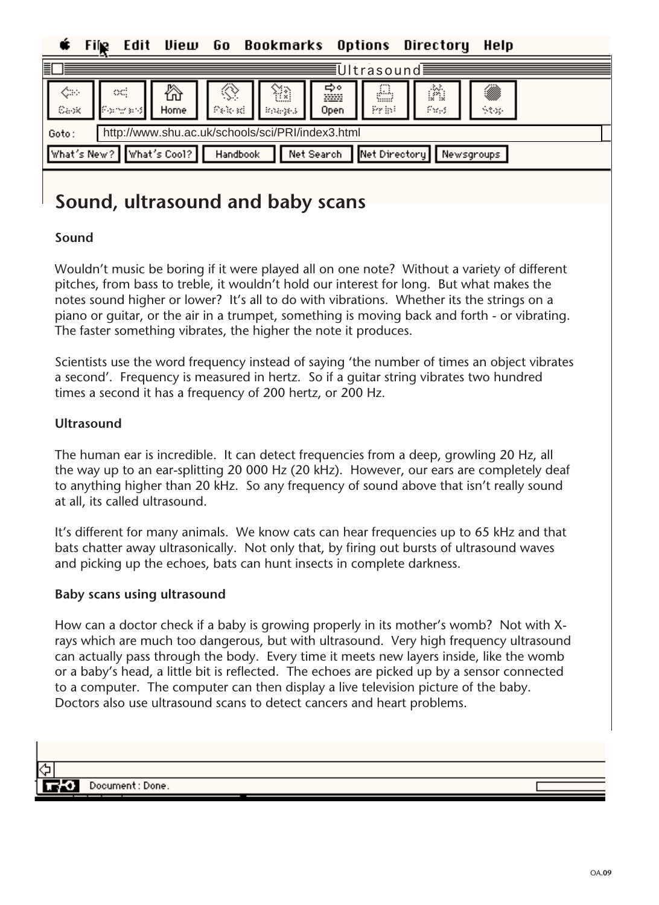# Sound, ultrasound and baby scans

### Sound

Wouldn't music be boring if it were played all on one note? Without a variety of different pitches, from bass to treble, it wouldn't hold our interest for long. But what makes the notes sound higher or lower? It's all to do with vibrations. Whether its the strings on a piano or guitar, or the air in a trumpet, something is moving back and forth - or vibrating. The faster something vibrates, the higher the note it produces.

Scientists use the word frequency instead of saying 'the number of times an object vibrates a second'. Frequency is measured in hertz. So if a guitar string vibrates two hundred times a second it has a frequency of 200 hertz, or 200 Hz.

### Ultrasound

The human ear is incredible. It can detect frequencies from a deep, growling 20 Hz, all the way up to an ear-splitting 20 000 Hz (20 kHz). However, our ears are completely deaf to anything higher than 20 kHz. So any frequency of sound above that isn't really sound at all, its called ultrasound.

It's different for many animals. We know cats can hear frequencies up to 65 kHz and that bats chatter away ultrasonically. Not only that, by firing out bursts of ultrasound waves and picking up the echoes, bats can hunt insects in complete darkness.

### Baby scans using ultrasound

How can a doctor check if a baby is growing properly in its mother's womb? Not with X-rays which are much too dangerous, but with ultrasound. Very high frequency ultrasound can actually pass through the body. Every time it meets new layers inside, like the womb or a baby's head, a little bit is reflected. The echoes are picked up by a sensor connected to a computer. The computer can then display a live television picture of the baby. Doctors also use ultrasound scans to detect cancers and heart problems.